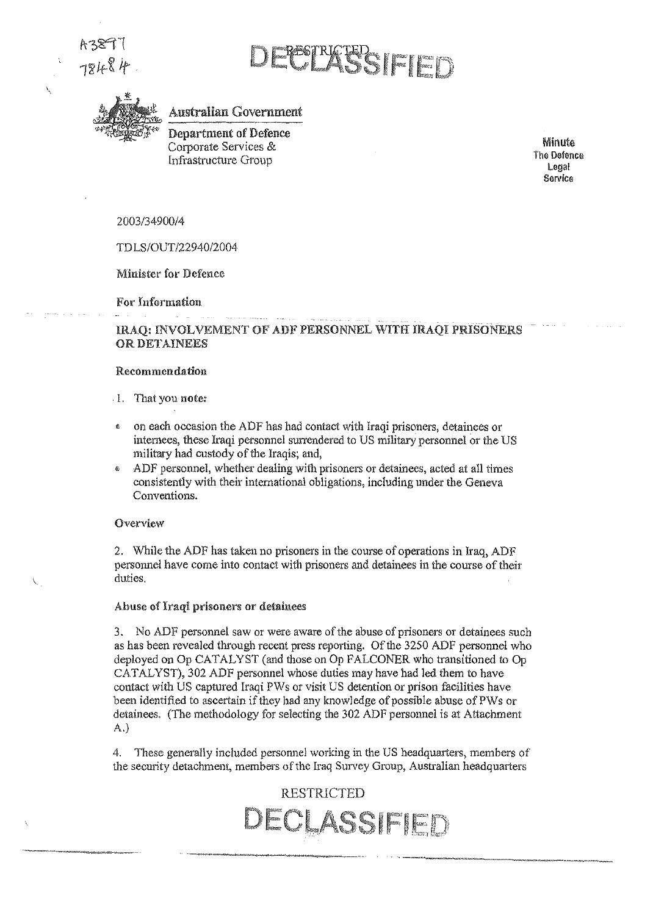A3877
78484

DECLASSIFIED

RESTRICTED

Australian Government

Department of Defence
Corporate Services &
Infrastructure Group

**Minute**
The Defence
Legal
Service

2003/34900/4

TDLS/OUT/22940/2004

**Minister for Defence**

**For Information**

## IRAQ: INVOLVEMENT OF ADF PERSONNEL WITH IRAQI PRISONERS OR DETAINEES

### Recommendation

1. That you note:

- on each occasion the ADF has had contact with Iraqi prisoners, detainees or internees, these Iraqi personnel surrendered to US military personnel or the US military had custody of the Iraqis; and,
- ADF personnel, whether dealing with prisoners or detainees, acted at all times consistently with their international obligations, including under the Geneva Conventions.

### Overview

2. While the ADF has taken no prisoners in the course of operations in Iraq, ADF personnel have come into contact with prisoners and detainees in the course of their duties.

### Abuse of Iraqi prisoners or detainees

3. No ADF personnel saw or were aware of the abuse of prisoners or detainees such as has been revealed through recent press reporting. Of the 3250 ADF personnel who deployed on Op CATALYST (and those on Op FALCONER who transitioned to Op CATALYST), 302 ADF personnel whose duties may have had led them to have contact with US captured Iraqi PWs or visit US detention or prison facilities have been identified to ascertain if they had any knowledge of possible abuse of PWs or detainees. (The methodology for selecting the 302 ADF personnel is at Attachment A.)

4. These generally included personnel working in the US headquarters, members of the security detachment, members of the Iraq Survey Group, Australian headquarters

RESTRICTED

DECLASSIFIED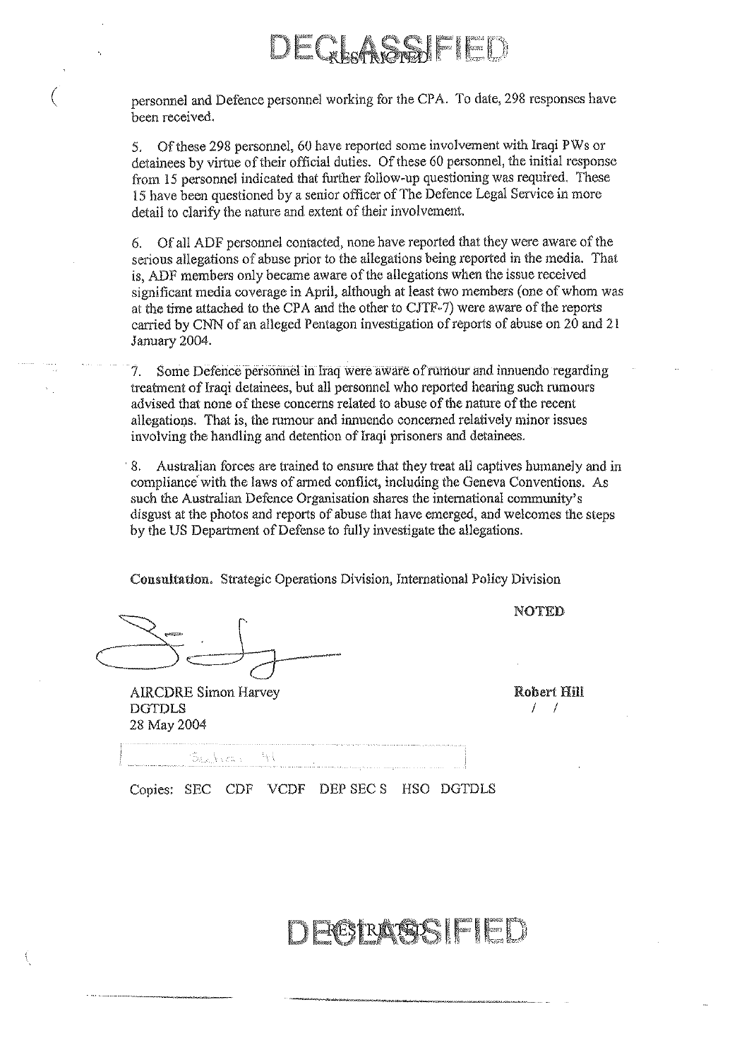personnel and Defence personnel working for the CPA. To date, 298 responses have been received.

5. Of these 298 personnel, 60 have reported some involvement with Iraqi PWs or detainees by virtue of their official duties. Of these 60 personnel, the initial response from 15 personnel indicated that further follow-up questioning was required. These 15 have been questioned by a senior officer of The Defence Legal Service in more detail to clarify the nature and extent of their involvement.

6. Of all ADF personnel contacted, none have reported that they were aware of the serious allegations of abuse prior to the allegations being reported in the media. That is, ADF members only became aware of the allegations when the issue received significant media coverage in April, although at least two members (one of whom was at the time attached to the CPA and the other to CJTF-7) were aware of the reports carried by CNN of an alleged Pentagon investigation of reports of abuse on 20 and 21 January 2004.

7. Some Defence personnel in Iraq were aware of rumour and innuendo regarding treatment of Iraqi detainees, but all personnel who reported hearing such rumours advised that none of these concerns related to abuse of the nature of the recent allegations. That is, the rumour and innuendo concerned relatively minor issues involving the handling and detention of Iraqi prisoners and detainees.

8. Australian forces are trained to ensure that they treat all captives humanely and in compliance with the laws of armed conflict, including the Geneva Conventions. As such the Australian Defence Organisation shares the international community's disgust at the photos and reports of abuse that have emerged, and welcomes the steps by the US Department of Defense to fully investigate the allegations.

**Consultation.** Strategic Operations Division, International Policy Division

**NOTED**

AIRCDRE Simon Harvey
DGTDLS
28 May 2004

**Robert Hill**
/ /

Copies: SEC CDF VCDF DEP SEC S HSO DGTDLS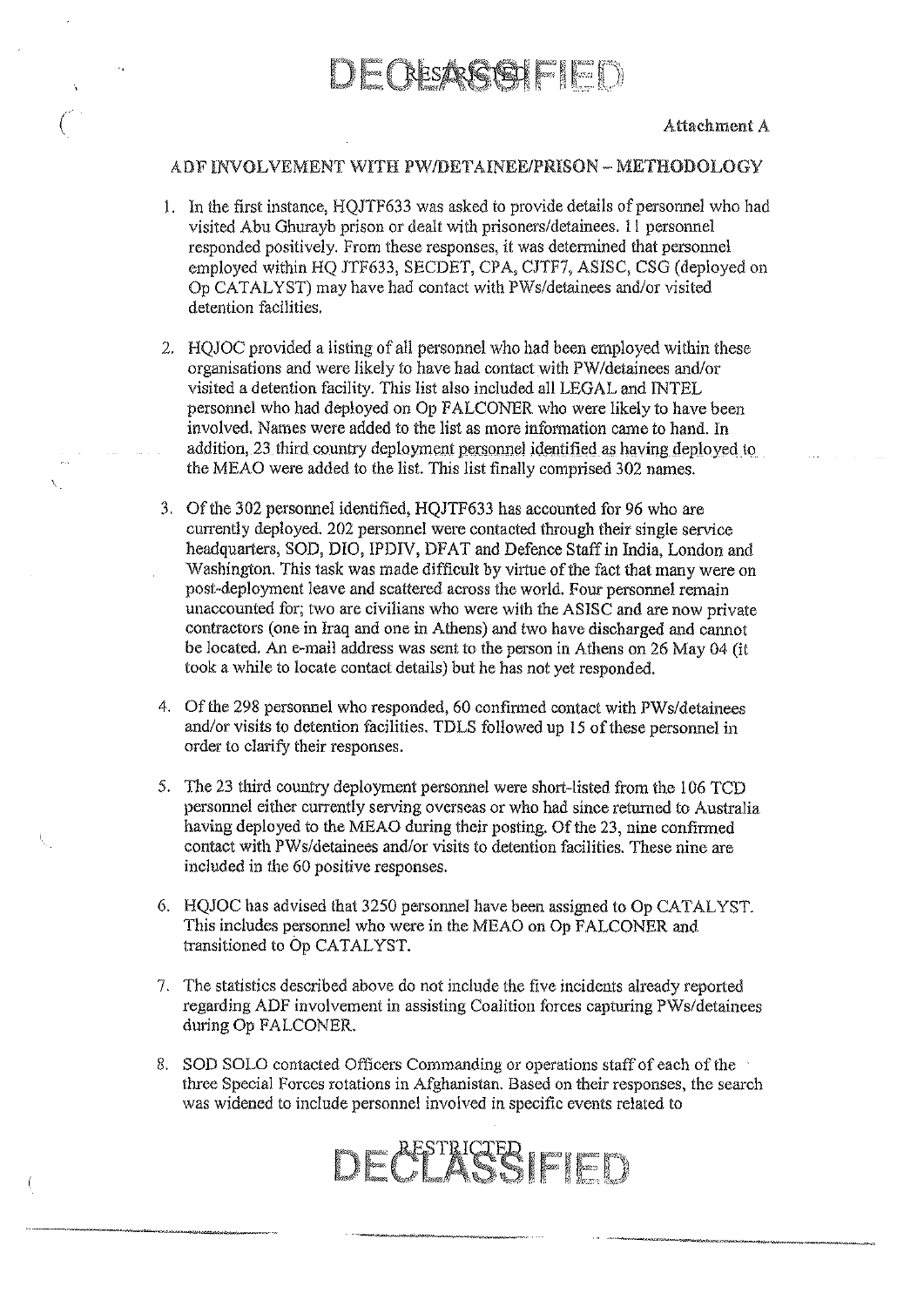Attachment A

## ADF INVOLVEMENT WITH PW/DETAINEE/PRISON – METHODOLOGY

1. In the first instance, HQJTF633 was asked to provide details of personnel who had visited Abu Ghurayb prison or dealt with prisoners/detainees. 11 personnel responded positively. From these responses, it was determined that personnel employed within HQ JTF633, SECDET, CPA, CJTF7, ASISC, CSG (deployed on Op CATALYST) may have had contact with PWs/detainees and/or visited detention facilities.

2. HQJOC provided a listing of all personnel who had been employed within these organisations and were likely to have had contact with PW/detainees and/or visited a detention facility. This list also included all LEGAL and INTEL personnel who had deployed on Op FALCONER who were likely to have been involved. Names were added to the list as more information came to hand. In addition, 23 third country deployment personnel identified as having deployed to the MEAO were added to the list. This list finally comprised 302 names.

3. Of the 302 personnel identified, HQJTF633 has accounted for 96 who are currently deployed. 202 personnel were contacted through their single service headquarters, SOD, DIO, IPDIV, DFAT and Defence Staff in India, London and Washington. This task was made difficult by virtue of the fact that many were on post-deployment leave and scattered across the world. Four personnel remain unaccounted for; two are civilians who were with the ASISC and are now private contractors (one in Iraq and one in Athens) and two have discharged and cannot be located. An e-mail address was sent to the person in Athens on 26 May 04 (it took a while to locate contact details) but he has not yet responded.

4. Of the 298 personnel who responded, 60 confirmed contact with PWs/detainees and/or visits to detention facilities. TDLS followed up 15 of these personnel in order to clarify their responses.

5. The 23 third country deployment personnel were short-listed from the 106 TCD personnel either currently serving overseas or who had since returned to Australia having deployed to the MEAO during their posting. Of the 23, nine confirmed contact with PWs/detainees and/or visits to detention facilities. These nine are included in the 60 positive responses.

6. HQJOC has advised that 3250 personnel have been assigned to Op CATALYST. This includes personnel who were in the MEAO on Op FALCONER and transitioned to Op CATALYST.

7. The statistics described above do not include the five incidents already reported regarding ADF involvement in assisting Coalition forces capturing PWs/detainees during Op FALCONER.

8. SOD SOLO contacted Officers Commanding or operations staff of each of the three Special Forces rotations in Afghanistan. Based on their responses, the search was widened to include personnel involved in specific events related to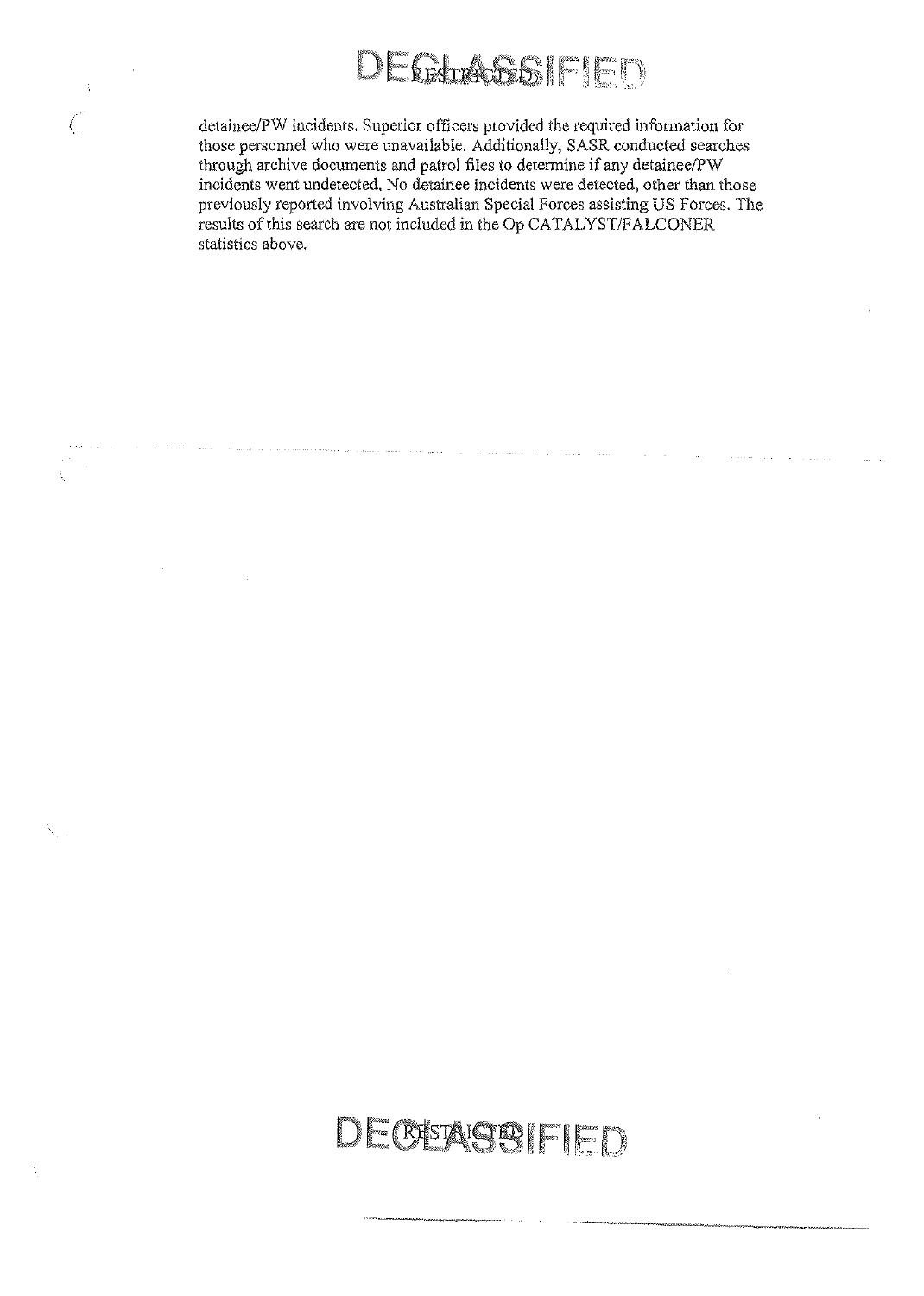detainee/PW incidents. Superior officers provided the required information for those personnel who were unavailable. Additionally, SASR conducted searches through archive documents and patrol files to determine if any detainee/PW incidents went undetected. No detainee incidents were detected, other than those previously reported involving Australian Special Forces assisting US Forces. The results of this search are not included in the Op CATALYST/FALCONER statistics above.